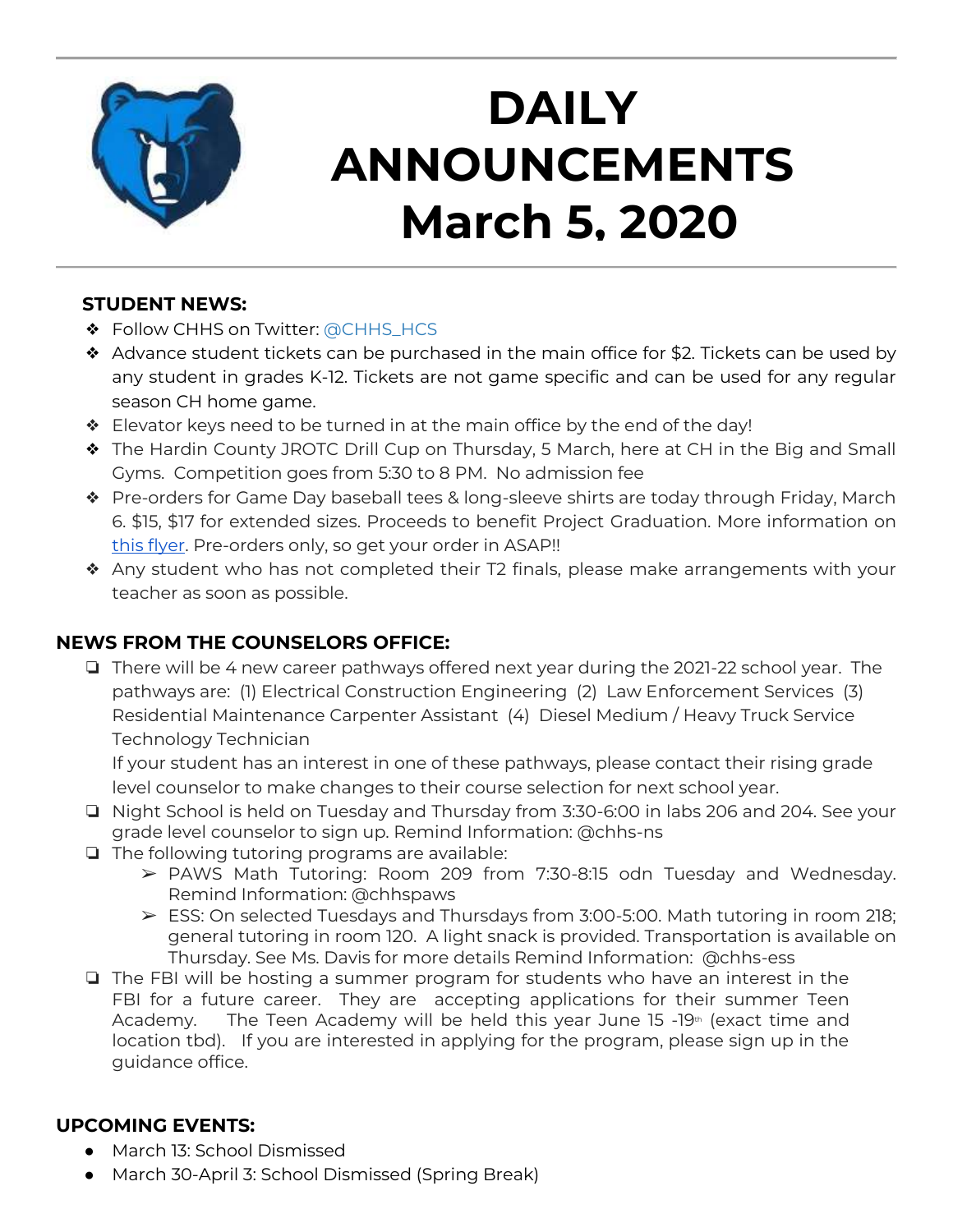# DAILY ANNOUNCEMENTS March 5, 2020

### STUDENT NEWS:

- Follow CHHS on Twitter: @CHHS_HCS
- Advance student tickets can be purchased in the main office for $2. Tickets can be used by any student in grades K-12. Tickets are not game specific and can be used for any regular season CH home game.
- Elevator keys need to be turned in at the main office by the end of the day!
- The Hardin County JROTC Drill Cup on Thursday, 5 March, here at CH in the Big and Small Gyms. Competition goes from 5:30 to 8 PM. No admission fee
- Pre-orders for Game Day baseball tees & long-sleeve shirts are today through Friday, March 6. $15, $17 for extended sizes. Proceeds to benefit Project Graduation. More information on this flyer. Pre-orders only, so get your order in ASAP!!
- Any student who has not completed their T2 finals, please make arrangements with your teacher as soon as possible.

### NEWS FROM THE COUNSELORS OFFICE:

- There will be 4 new career pathways offered next year during the 2021-22 school year. The pathways are: (1) Electrical Construction Engineering (2) Law Enforcement Services (3) Residential Maintenance Carpenter Assistant (4) Diesel Medium / Heavy Truck Service Technology Technician
  If your student has an interest in one of these pathways, please contact their rising grade level counselor to make changes to their course selection for next school year.
- Night School is held on Tuesday and Thursday from 3:30-6:00 in labs 206 and 204. See your grade level counselor to sign up. Remind Information: @chhs-ns
- The following tutoring programs are available:
  - PAWS Math Tutoring: Room 209 from 7:30-8:15 odn Tuesday and Wednesday. Remind Information: @chhspaws
  - ESS: On selected Tuesdays and Thursdays from 3:00-5:00. Math tutoring in room 218; general tutoring in room 120. A light snack is provided. Transportation is available on Thursday. See Ms. Davis for more details Remind Information: @chhs-ess
- The FBI will be hosting a summer program for students who have an interest in the FBI for a future career. They are accepting applications for their summer Teen Academy. The Teen Academy will be held this year June 15 -19th (exact time and location tbd). If you are interested in applying for the program, please sign up in the guidance office.

### UPCOMING EVENTS:

- March 13: School Dismissed
- March 30-April 3: School Dismissed (Spring Break)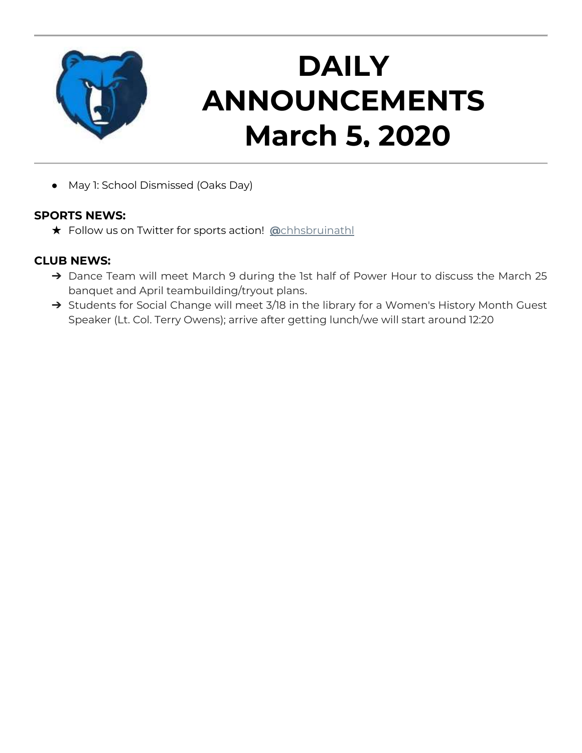# DAILY ANNOUNCEMENTS March 5, 2020

- May 1: School Dismissed (Oaks Day)

**SPORTS NEWS:**

- Follow us on Twitter for sports action! @chhsbruinathl

**CLUB NEWS:**

- Dance Team will meet March 9 during the 1st half of Power Hour to discuss the March 25 banquet and April teambuilding/tryout plans.
- Students for Social Change will meet 3/18 in the library for a Women's History Month Guest Speaker (Lt. Col. Terry Owens); arrive after getting lunch/we will start around 12:20